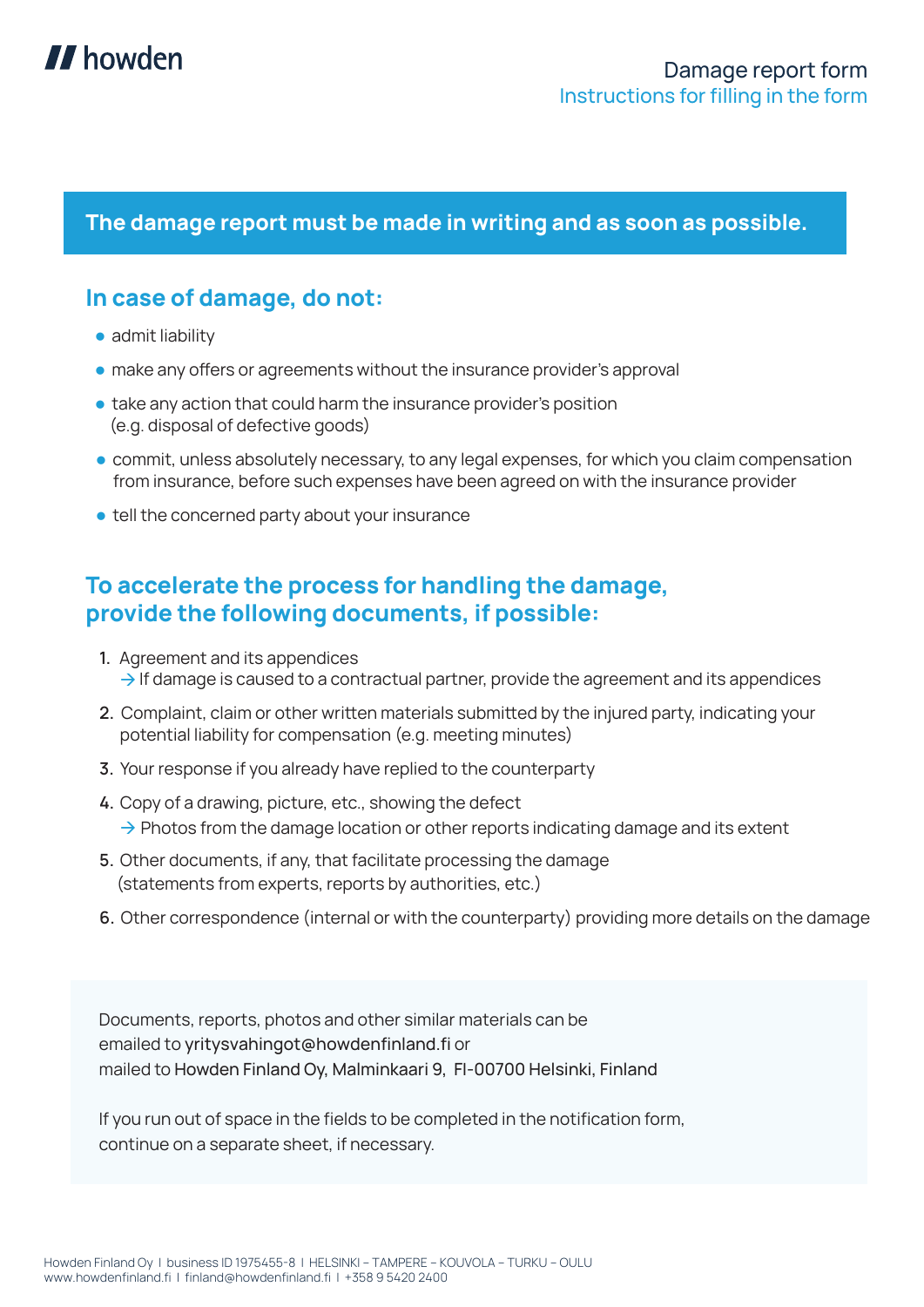howden

# Damage report form

## Instructions for filling in the form

**The damage report must be made in writing and as soon as possible.**

## In case of damage, do not:

- admit liability
- make any offers or agreements without the insurance provider's approval
- take any action that could harm the insurance provider's position (e.g. disposal of defective goods)
- commit, unless absolutely necessary, to any legal expenses, for which you claim compensation from insurance, before such expenses have been agreed on with the insurance provider
- tell the concerned party about your insurance

## To accelerate the process for handling the damage, provide the following documents, if possible:

1. Agreement and its appendices
   → If damage is caused to a contractual partner, provide the agreement and its appendices
2. Complaint, claim or other written materials submitted by the injured party, indicating your potential liability for compensation (e.g. meeting minutes)
3. Your response if you already have replied to the counterparty
4. Copy of a drawing, picture, etc., showing the defect
   → Photos from the damage location or other reports indicating damage and its extent
5. Other documents, if any, that facilitate processing the damage (statements from experts, reports by authorities, etc.)
6. Other correspondence (internal or with the counterparty) providing more details on the damage

Documents, reports, photos and other similar materials can be emailed to yritysvahingot@howdenfinland.fi or mailed to Howden Finland Oy, Malminkaari 9, FI-00700 Helsinki, Finland

If you run out of space in the fields to be completed in the notification form, continue on a separate sheet, if necessary.

Howden Finland Oy I business ID 1975455-8 I HELSINKI – TAMPERE – KOUVOLA – TURKU – OULU
www.howdenfinland.fi I finland@howdenfinland.fi I +358 9 5420 2400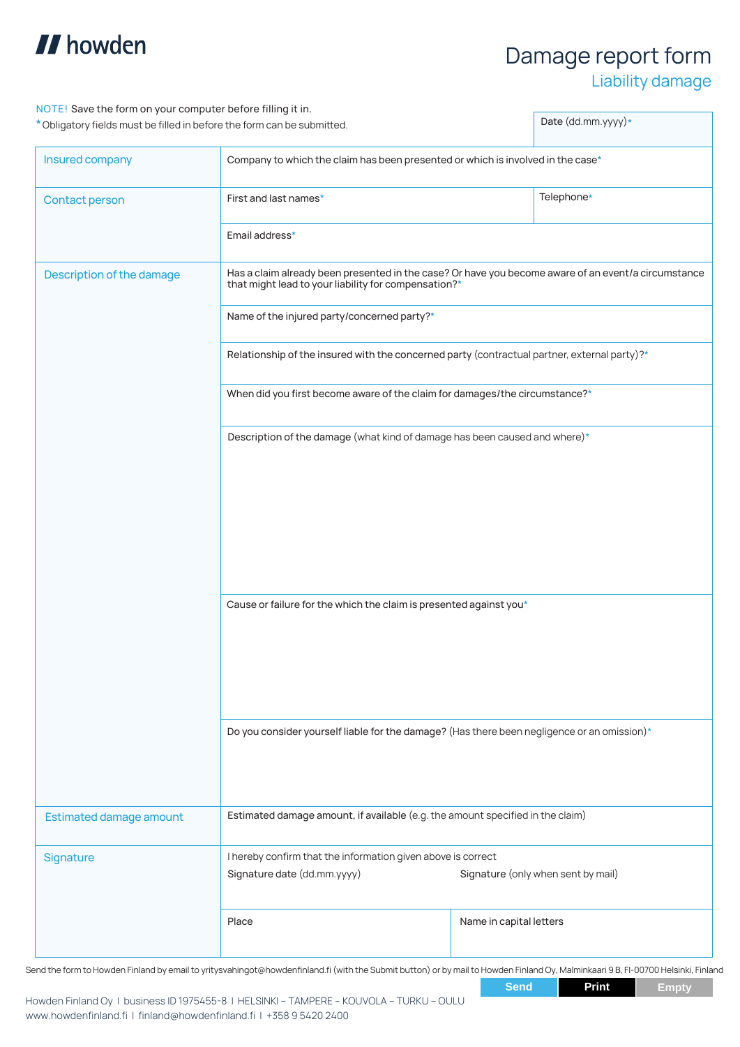howden

# Damage report form

## Liability damage

NOTE! Save the form on your computer before filling it in.
*Obligatory fields must be filled in before the form can be submitted.

| | | |
|---|---|---|
| | | Date (dd.mm.yyyy)* |
| Insured company | Company to which the claim has been presented or which is involved in the case* | |
| Contact person | First and last names* | Telephone* |
| | Email address* | |
| Description of the damage | Has a claim already been presented in the case? Or have you become aware of an event/a circumstance that might lead to your liability for compensation?* | |
| | Name of the injured party/concerned party?* | |
| | Relationship of the insured with the concerned party (contractual partner, external party)?* | |
| | When did you first become aware of the claim for damages/the circumstance?* | |
| | Description of the damage (what kind of damage has been caused and where)* | |
| | Cause or failure for the which the claim is presented against you* | |
| | Do you consider yourself liable for the damage? (Has there been negligence or an omission)* | |
| Estimated damage amount | Estimated damage amount, if available (e.g. the amount specified in the claim) | |
| Signature | I hereby confirm that the information given above is correct<br>Signature date (dd.mm.yyyy) | Signature (only when sent by mail) |
| | Place | Name in capital letters |

Send the form to Howden Finland by email to yritysvahingot@howdenfinland.fi (with the Submit button) or by mail to Howden Finland Oy, Malminkaari 9 B, FI-00700 Helsinki, Finland

Send | Print | Empty

Howden Finland Oy I business ID 1975455-8 I HELSINKI – TAMPERE – KOUVOLA – TURKU – OULU
www.howdenfinland.fi I finland@howdenfinland.fi I +358 9 5420 2400